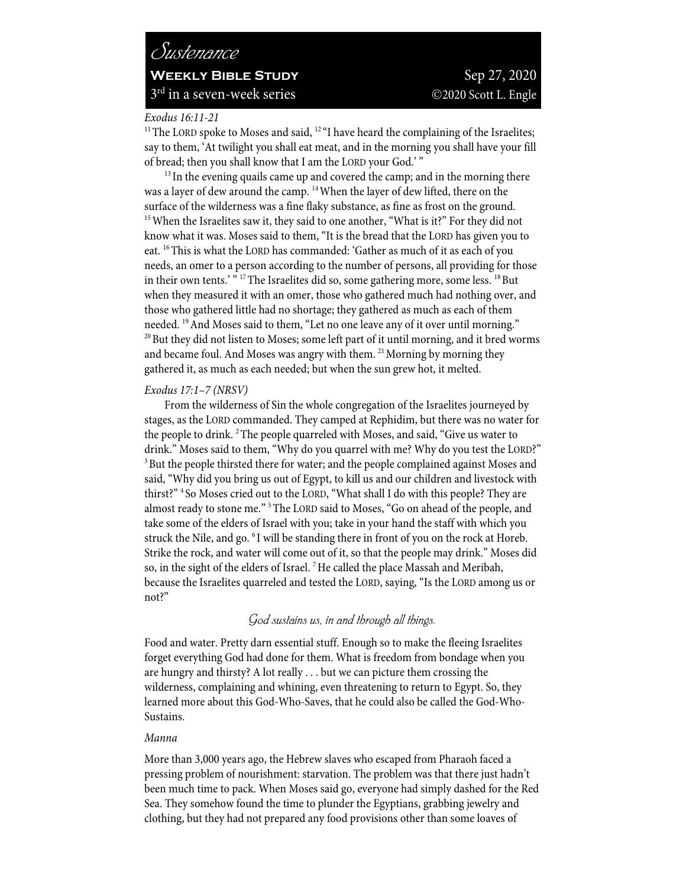# Sustenance

**Weekly Bible Study** Sep 27, 2020

3rd in a seven-week series ©2020 Scott L. Engle

*Exodus 16:11-21*

[11] The LORD spoke to Moses and said, [12] "I have heard the complaining of the Israelites; say to them, 'At twilight you shall eat meat, and in the morning you shall have your fill of bread; then you shall know that I am the LORD your God.' "

[13] In the evening quails came up and covered the camp; and in the morning there was a layer of dew around the camp. [14] When the layer of dew lifted, there on the surface of the wilderness was a fine flaky substance, as fine as frost on the ground. [15] When the Israelites saw it, they said to one another, "What is it?" For they did not know what it was. Moses said to them, "It is the bread that the LORD has given you to eat. [16] This is what the LORD has commanded: 'Gather as much of it as each of you needs, an omer to a person according to the number of persons, all providing for those in their own tents.' " [17] The Israelites did so, some gathering more, some less. [18] But when they measured it with an omer, those who gathered much had nothing over, and those who gathered little had no shortage; they gathered as much as each of them needed. [19] And Moses said to them, "Let no one leave any of it over until morning." [20] But they did not listen to Moses; some left part of it until morning, and it bred worms and became foul. And Moses was angry with them. [21] Morning by morning they gathered it, as much as each needed; but when the sun grew hot, it melted.

*Exodus 17:1–7 (NRSV)*

From the wilderness of Sin the whole congregation of the Israelites journeyed by stages, as the LORD commanded. They camped at Rephidim, but there was no water for the people to drink. [2] The people quarreled with Moses, and said, "Give us water to drink." Moses said to them, "Why do you quarrel with me? Why do you test the LORD?" [3] But the people thirsted there for water; and the people complained against Moses and said, "Why did you bring us out of Egypt, to kill us and our children and livestock with thirst?" [4] So Moses cried out to the LORD, "What shall I do with this people? They are almost ready to stone me." [5] The LORD said to Moses, "Go on ahead of the people, and take some of the elders of Israel with you; take in your hand the staff with which you struck the Nile, and go. [6] I will be standing there in front of you on the rock at Horeb. Strike the rock, and water will come out of it, so that the people may drink." Moses did so, in the sight of the elders of Israel. [7] He called the place Massah and Meribah, because the Israelites quarreled and tested the LORD, saying, "Is the LORD among us or not?"

*God sustains us, in and through all things.*

Food and water. Pretty darn essential stuff. Enough so to make the fleeing Israelites forget everything God had done for them. What is freedom from bondage when you are hungry and thirsty? A lot really . . . but we can picture them crossing the wilderness, complaining and whining, even threatening to return to Egypt. So, they learned more about this God-Who-Saves, that he could also be called the God-Who-Sustains.

*Manna*

More than 3,000 years ago, the Hebrew slaves who escaped from Pharaoh faced a pressing problem of nourishment: starvation. The problem was that there just hadn't been much time to pack. When Moses said go, everyone had simply dashed for the Red Sea. They somehow found the time to plunder the Egyptians, grabbing jewelry and clothing, but they had not prepared any food provisions other than some loaves of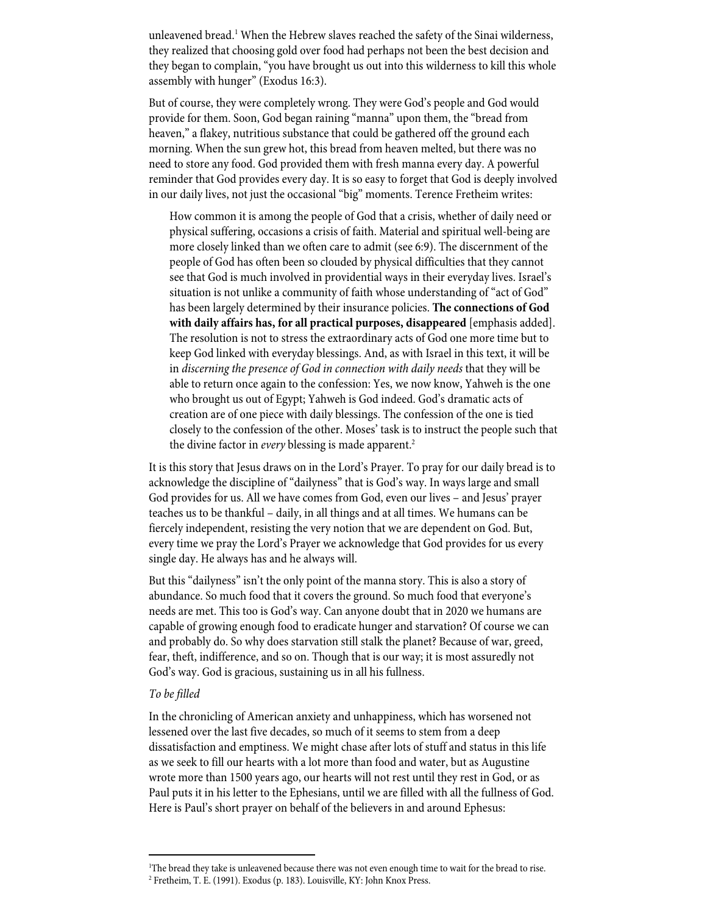unleavened bread.[1] When the Hebrew slaves reached the safety of the Sinai wilderness, they realized that choosing gold over food had perhaps not been the best decision and they began to complain, "you have brought us out into this wilderness to kill this whole assembly with hunger" (Exodus 16:3).

But of course, they were completely wrong. They were God's people and God would provide for them. Soon, God began raining "manna" upon them, the "bread from heaven," a flakey, nutritious substance that could be gathered off the ground each morning. When the sun grew hot, this bread from heaven melted, but there was no need to store any food. God provided them with fresh manna every day. A powerful reminder that God provides every day. It is so easy to forget that God is deeply involved in our daily lives, not just the occasional "big" moments. Terence Fretheim writes:

> How common it is among the people of God that a crisis, whether of daily need or physical suffering, occasions a crisis of faith. Material and spiritual well-being are more closely linked than we often care to admit (see 6:9). The discernment of the people of God has often been so clouded by physical difficulties that they cannot see that God is much involved in providential ways in their everyday lives. Israel's situation is not unlike a community of faith whose understanding of "act of God" has been largely determined by their insurance policies. **The connections of God with daily affairs has, for all practical purposes, disappeared** [emphasis added]. The resolution is not to stress the extraordinary acts of God one more time but to keep God linked with everyday blessings. And, as with Israel in this text, it will be in *discerning the presence of God in connection with daily needs* that they will be able to return once again to the confession: Yes, we now know, Yahweh is the one who brought us out of Egypt; Yahweh is God indeed. God's dramatic acts of creation are of one piece with daily blessings. The confession of the one is tied closely to the confession of the other. Moses' task is to instruct the people such that the divine factor in *every* blessing is made apparent.[2]

It is this story that Jesus draws on in the Lord's Prayer. To pray for our daily bread is to acknowledge the discipline of "dailyness" that is God's way. In ways large and small God provides for us. All we have comes from God, even our lives – and Jesus' prayer teaches us to be thankful – daily, in all things and at all times. We humans can be fiercely independent, resisting the very notion that we are dependent on God. But, every time we pray the Lord's Prayer we acknowledge that God provides for us every single day. He always has and he always will.

But this "dailyness" isn't the only point of the manna story. This is also a story of abundance. So much food that it covers the ground. So much food that everyone's needs are met. This too is God's way. Can anyone doubt that in 2020 we humans are capable of growing enough food to eradicate hunger and starvation? Of course we can and probably do. So why does starvation still stalk the planet? Because of war, greed, fear, theft, indifference, and so on. Though that is our way; it is most assuredly not God's way. God is gracious, sustaining us in all his fullness.

*To be filled*

In the chronicling of American anxiety and unhappiness, which has worsened not lessened over the last five decades, so much of it seems to stem from a deep dissatisfaction and emptiness. We might chase after lots of stuff and status in this life as we seek to fill our hearts with a lot more than food and water, but as Augustine wrote more than 1500 years ago, our hearts will not rest until they rest in God, or as Paul puts it in his letter to the Ephesians, until we are filled with all the fullness of God. Here is Paul's short prayer on behalf of the believers in and around Ephesus:

---

[1] The bread they take is unleavened because there was not even enough time to wait for the bread to rise.

[2] Fretheim, T. E. (1991). Exodus (p. 183). Louisville, KY: John Knox Press.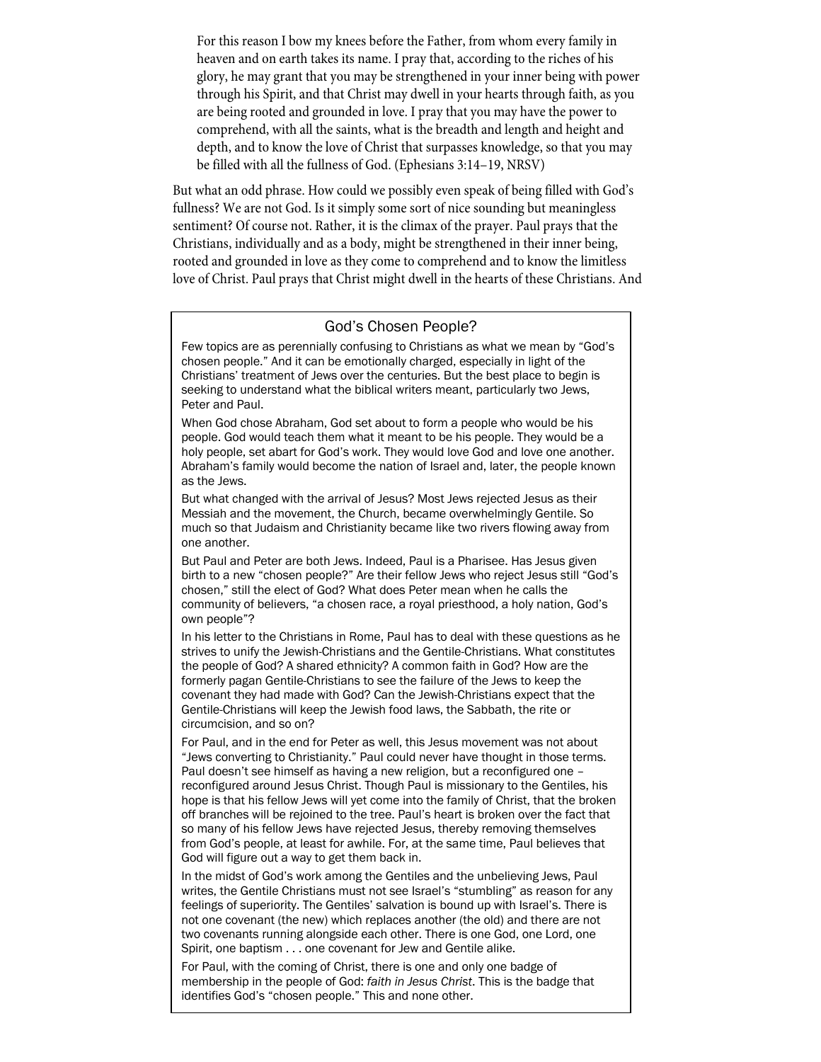> For this reason I bow my knees before the Father, from whom every family in heaven and on earth takes its name. I pray that, according to the riches of his glory, he may grant that you may be strengthened in your inner being with power through his Spirit, and that Christ may dwell in your hearts through faith, as you are being rooted and grounded in love. I pray that you may have the power to comprehend, with all the saints, what is the breadth and length and height and depth, and to know the love of Christ that surpasses knowledge, so that you may be filled with all the fullness of God. (Ephesians 3:14–19, NRSV)

But what an odd phrase. How could we possibly even speak of being filled with God's fullness? We are not God. Is it simply some sort of nice sounding but meaningless sentiment? Of course not. Rather, it is the climax of the prayer. Paul prays that the Christians, individually and as a body, might be strengthened in their inner being, rooted and grounded in love as they come to comprehend and to know the limitless love of Christ. Paul prays that Christ might dwell in the hearts of these Christians. And

### God's Chosen People?

Few topics are as perennially confusing to Christians as what we mean by "God's chosen people." And it can be emotionally charged, especially in light of the Christians' treatment of Jews over the centuries. But the best place to begin is seeking to understand what the biblical writers meant, particularly two Jews, Peter and Paul.

When God chose Abraham, God set about to form a people who would be his people. God would teach them what it meant to be his people. They would be a holy people, set abart for God's work. They would love God and love one another. Abraham's family would become the nation of Israel and, later, the people known as the Jews.

But what changed with the arrival of Jesus? Most Jews rejected Jesus as their Messiah and the movement, the Church, became overwhelmingly Gentile. So much so that Judaism and Christianity became like two rivers flowing away from one another.

But Paul and Peter are both Jews. Indeed, Paul is a Pharisee. Has Jesus given birth to a new "chosen people?" Are their fellow Jews who reject Jesus still "God's chosen," still the elect of God? What does Peter mean when he calls the community of believers, "a chosen race, a royal priesthood, a holy nation, God's own people"?

In his letter to the Christians in Rome, Paul has to deal with these questions as he strives to unify the Jewish-Christians and the Gentile-Christians. What constitutes the people of God? A shared ethnicity? A common faith in God? How are the formerly pagan Gentile-Christians to see the failure of the Jews to keep the covenant they had made with God? Can the Jewish-Christians expect that the Gentile-Christians will keep the Jewish food laws, the Sabbath, the rite or circumcision, and so on?

For Paul, and in the end for Peter as well, this Jesus movement was not about "Jews converting to Christianity." Paul could never have thought in those terms. Paul doesn't see himself as having a new religion, but a reconfigured one – reconfigured around Jesus Christ. Though Paul is missionary to the Gentiles, his hope is that his fellow Jews will yet come into the family of Christ, that the broken off branches will be rejoined to the tree. Paul's heart is broken over the fact that so many of his fellow Jews have rejected Jesus, thereby removing themselves from God's people, at least for awhile. For, at the same time, Paul believes that God will figure out a way to get them back in.

In the midst of God's work among the Gentiles and the unbelieving Jews, Paul writes, the Gentile Christians must not see Israel's "stumbling" as reason for any feelings of superiority. The Gentiles' salvation is bound up with Israel's. There is not one covenant (the new) which replaces another (the old) and there are not two covenants running alongside each other. There is one God, one Lord, one Spirit, one baptism . . . one covenant for Jew and Gentile alike.

For Paul, with the coming of Christ, there is one and only one badge of membership in the people of God: *faith in Jesus Christ*. This is the badge that identifies God's "chosen people." This and none other.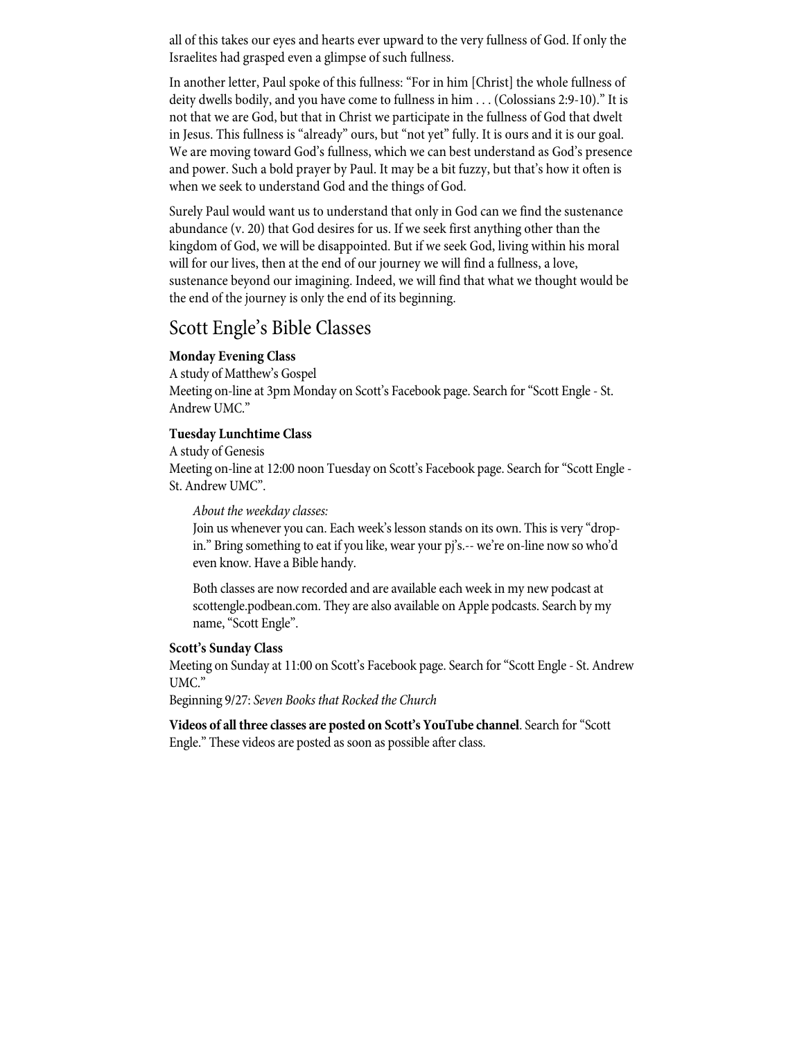all of this takes our eyes and hearts ever upward to the very fullness of God. If only the Israelites had grasped even a glimpse of such fullness.

In another letter, Paul spoke of this fullness: "For in him [Christ] the whole fullness of deity dwells bodily, and you have come to fullness in him . . . (Colossians 2:9-10)." It is not that we are God, but that in Christ we participate in the fullness of God that dwelt in Jesus. This fullness is "already" ours, but "not yet" fully. It is ours and it is our goal. We are moving toward God's fullness, which we can best understand as God's presence and power. Such a bold prayer by Paul. It may be a bit fuzzy, but that's how it often is when we seek to understand God and the things of God.

Surely Paul would want us to understand that only in God can we find the sustenance abundance (v. 20) that God desires for us. If we seek first anything other than the kingdom of God, we will be disappointed. But if we seek God, living within his moral will for our lives, then at the end of our journey we will find a fullness, a love, sustenance beyond our imagining. Indeed, we will find that what we thought would be the end of the journey is only the end of its beginning.

## Scott Engle's Bible Classes

**Monday Evening Class**
A study of Matthew's Gospel
Meeting on-line at 3pm Monday on Scott's Facebook page. Search for "Scott Engle - St. Andrew UMC."

**Tuesday Lunchtime Class**
A study of Genesis
Meeting on-line at 12:00 noon Tuesday on Scott's Facebook page. Search for "Scott Engle - St. Andrew UMC".

> *About the weekday classes:*
> Join us whenever you can. Each week's lesson stands on its own. This is very "drop-in." Bring something to eat if you like, wear your pj's.-- we're on-line now so who'd even know. Have a Bible handy.
>
> Both classes are now recorded and are available each week in my new podcast at scottengle.podbean.com. They are also available on Apple podcasts. Search by my name, "Scott Engle".

**Scott's Sunday Class**
Meeting on Sunday at 11:00 on Scott's Facebook page. Search for "Scott Engle - St. Andrew UMC."
Beginning 9/27: *Seven Books that Rocked the Church*

**Videos of all three classes are posted on Scott's YouTube channel**. Search for "Scott Engle." These videos are posted as soon as possible after class.